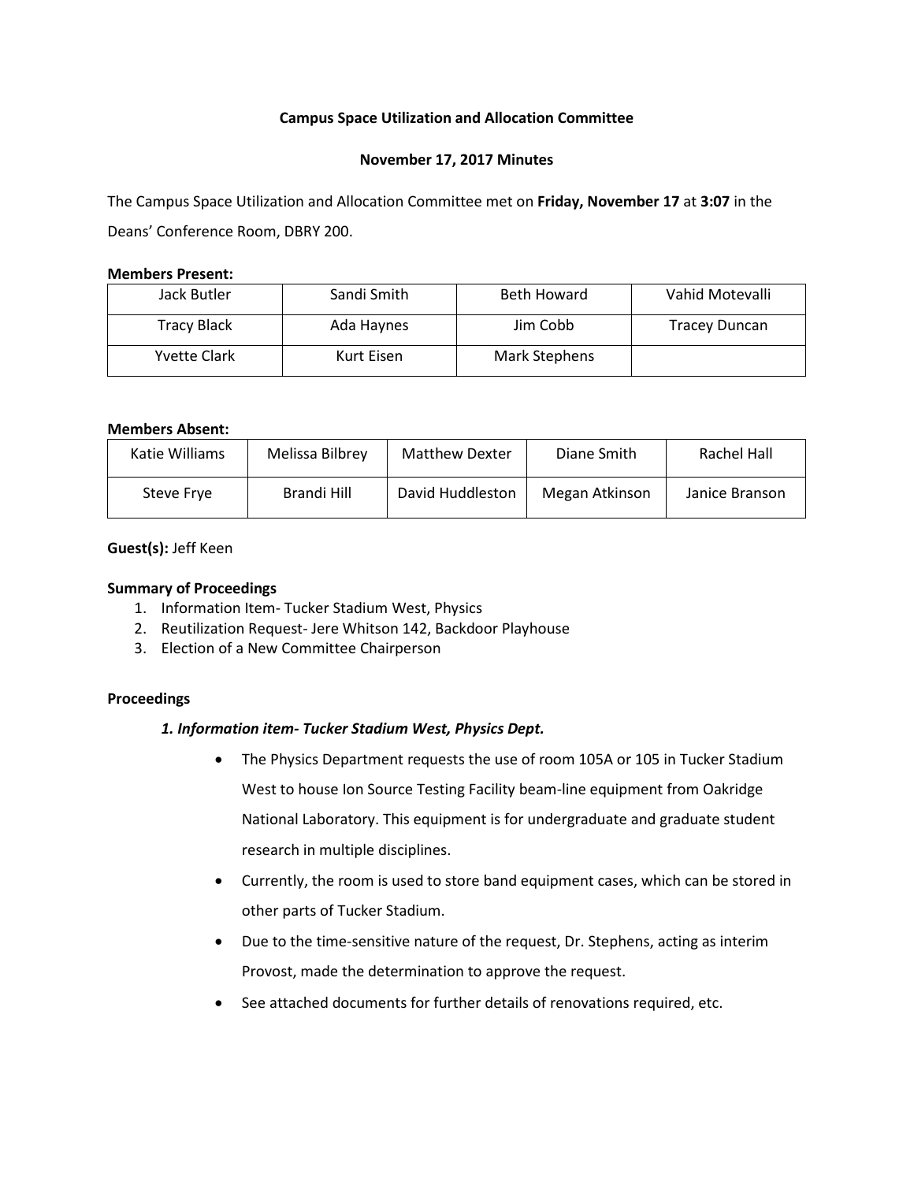# Campus Space Utilization and Allocation Committee

## November 17, 2017 Minutes

The Campus Space Utilization and Allocation Committee met on **Friday, November 17** at **3:07** in the Deans' Conference Room, DBRY 200.

**Members Present:**

| Jack Butler | Sandi Smith | Beth Howard | Vahid Motevalli |
|---|---|---|---|
| Tracy Black | Ada Haynes | Jim Cobb | Tracey Duncan |
| Yvette Clark | Kurt Eisen | Mark Stephens | |

**Members Absent:**

| Katie Williams | Melissa Bilbrey | Matthew Dexter | Diane Smith | Rachel Hall |
|---|---|---|---|---|
| Steve Frye | Brandi Hill | David Huddleston | Megan Atkinson | Janice Branson |

**Guest(s):** Jeff Keen

**Summary of Proceedings**

1. Information Item- Tucker Stadium West, Physics
2. Reutilization Request- Jere Whitson 142, Backdoor Playhouse
3. Election of a New Committee Chairperson

**Proceedings**

***1. Information item- Tucker Stadium West, Physics Dept.***

- The Physics Department requests the use of room 105A or 105 in Tucker Stadium West to house Ion Source Testing Facility beam-line equipment from Oakridge National Laboratory. This equipment is for undergraduate and graduate student research in multiple disciplines.
- Currently, the room is used to store band equipment cases, which can be stored in other parts of Tucker Stadium.
- Due to the time-sensitive nature of the request, Dr. Stephens, acting as interim Provost, made the determination to approve the request.
- See attached documents for further details of renovations required, etc.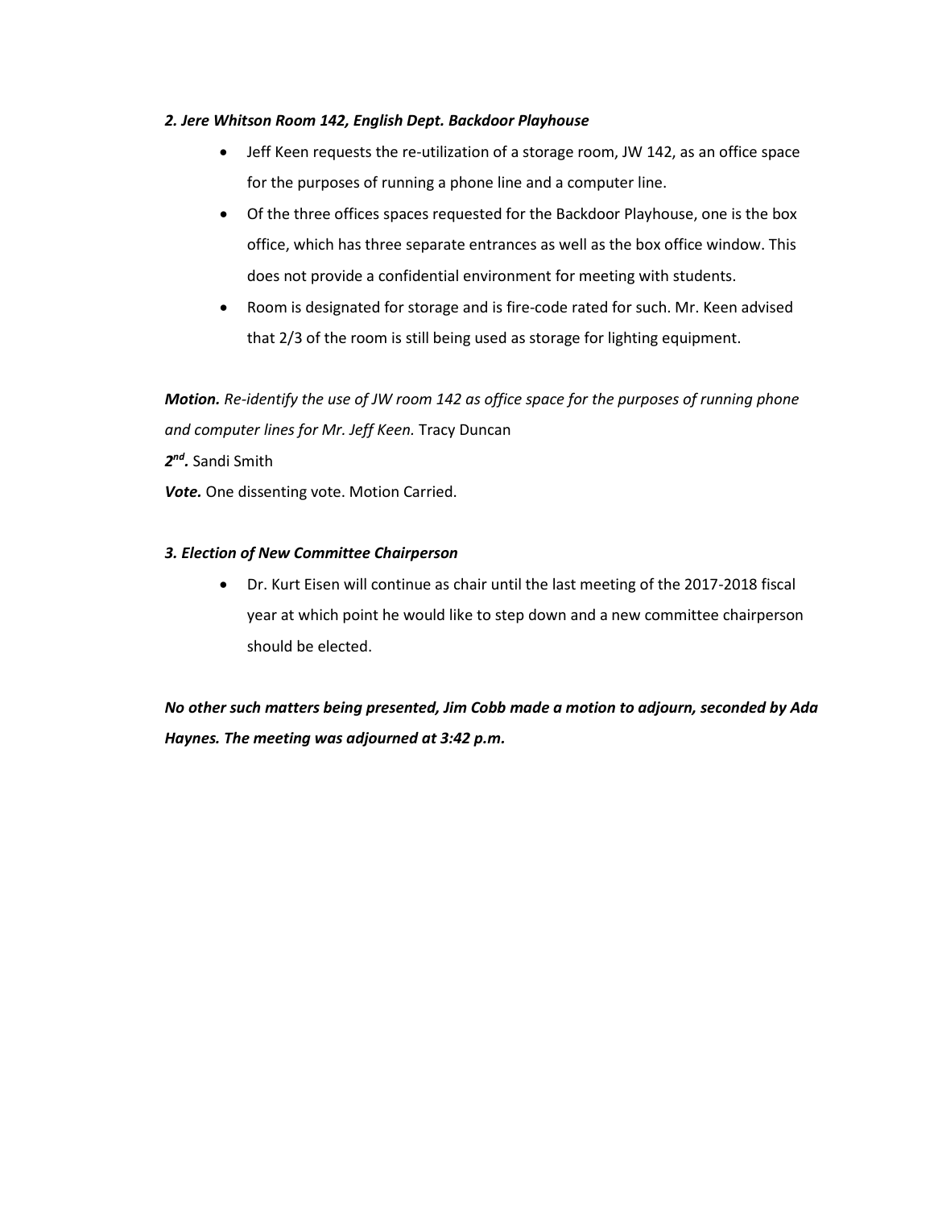***2. Jere Whitson Room 142, English Dept. Backdoor Playhouse***

- Jeff Keen requests the re-utilization of a storage room, JW 142, as an office space for the purposes of running a phone line and a computer line.
- Of the three offices spaces requested for the Backdoor Playhouse, one is the box office, which has three separate entrances as well as the box office window. This does not provide a confidential environment for meeting with students.
- Room is designated for storage and is fire-code rated for such. Mr. Keen advised that 2/3 of the room is still being used as storage for lighting equipment.

***Motion.*** *Re-identify the use of JW room 142 as office space for the purposes of running phone and computer lines for Mr. Jeff Keen.* Tracy Duncan

***2nd.*** Sandi Smith

***Vote.*** One dissenting vote. Motion Carried.

***3. Election of New Committee Chairperson***

- Dr. Kurt Eisen will continue as chair until the last meeting of the 2017-2018 fiscal year at which point he would like to step down and a new committee chairperson should be elected.

***No other such matters being presented, Jim Cobb made a motion to adjourn, seconded by Ada Haynes. The meeting was adjourned at 3:42 p.m.***